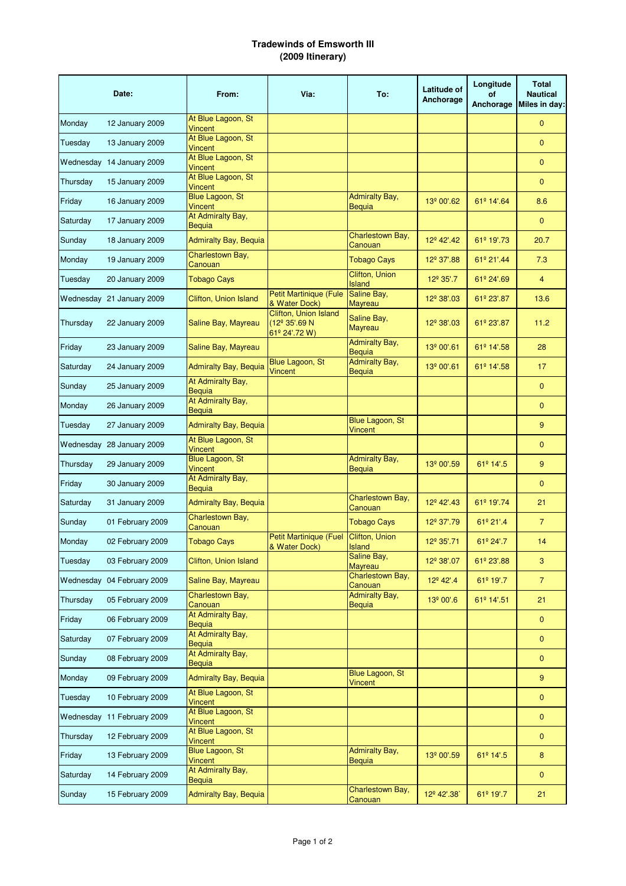**Tradewinds of Emsworth III**
**(2009 Itinerary)**

| Date: | | From: | Via: | To: | Latitude of Anchorage | Longitude of Anchorage | Total Nautical Miles in day: |
|---|---|---|---|---|---|---|---|
| Monday | 12 January 2009 | At Blue Lagoon, St Vincent | | | | | 0 |
| Tuesday | 13 January 2009 | At Blue Lagoon, St Vincent | | | | | 0 |
| Wednesday | 14 January 2009 | At Blue Lagoon, St Vincent | | | | | 0 |
| Thursday | 15 January 2009 | At Blue Lagoon, St Vincent | | | | | 0 |
| Friday | 16 January 2009 | Blue Lagoon, St Vincent | | Admiralty Bay, Bequia | 13º 00'.62 | 61º 14'.64 | 8.6 |
| Saturday | 17 January 2009 | At Admiralty Bay, Bequia | | | | | 0 |
| Sunday | 18 January 2009 | Admiralty Bay, Bequia | | Charlestown Bay, Canouan | 12º 42'.42 | 61º 19'.73 | 20.7 |
| Monday | 19 January 2009 | Charlestown Bay, Canouan | | Tobago Cays | 12º 37'.88 | 61º 21'.44 | 7.3 |
| Tuesday | 20 January 2009 | Tobago Cays | | Clifton, Union Island | 12º 35'.7 | 61º 24'.69 | 4 |
| Wednesday | 21 January 2009 | Clifton, Union Island | Petit Martinique (Fule & Water Dock) | Saline Bay, Mayreau | 12º 38'.03 | 61º 23'.87 | 13.6 |
| Thursday | 22 January 2009 | Saline Bay, Mayreau | Clifton, Union Island (12º 35'.69 N 61º 24'.72 W) | Saline Bay, Mayreau | 12º 38'.03 | 61º 23'.87 | 11.2 |
| Friday | 23 January 2009 | Saline Bay, Mayreau | | Admiralty Bay, Bequia | 13º 00'.61 | 61º 14'.58 | 28 |
| Saturday | 24 January 2009 | Admiralty Bay, Bequia | Blue Lagoon, St Vincent | Admiralty Bay, Bequia | 13º 00'.61 | 61º 14'.58 | 17 |
| Sunday | 25 January 2009 | At Admiralty Bay, Bequia | | | | | 0 |
| Monday | 26 January 2009 | At Admiralty Bay, Bequia | | | | | 0 |
| Tuesday | 27 January 2009 | Admiralty Bay, Bequia | | Blue Lagoon, St Vincent | | | 9 |
| Wednesday | 28 January 2009 | At Blue Lagoon, St Vincent | | | | | 0 |
| Thursday | 29 January 2009 | Blue Lagoon, St Vincent | | Admiralty Bay, Bequia | 13º 00'.59 | 61º 14'.5 | 9 |
| Friday | 30 January 2009 | At Admiralty Bay, Bequia | | | | | 0 |
| Saturday | 31 January 2009 | Admiralty Bay, Bequia | | Charlestown Bay, Canouan | 12º 42'.43 | 61º 19'.74 | 21 |
| Sunday | 01 February 2009 | Charlestown Bay, Canouan | | Tobago Cays | 12º 37'.79 | 61º 21'.4 | 7 |
| Monday | 02 February 2009 | Tobago Cays | Petit Martinique (Fuel & Water Dock) | Clifton, Union Island | 12º 35'.71 | 61º 24'.7 | 14 |
| Tuesday | 03 February 2009 | Clifton, Union Island | | Saline Bay, Mayreau | 12º 38'.07 | 61º 23'.88 | 3 |
| Wednesday | 04 February 2009 | Saline Bay, Mayreau | | Charlestown Bay, Canouan | 12º 42'.4 | 61º 19'.7 | 7 |
| Thursday | 05 February 2009 | Charlestown Bay, Canouan | | Admiralty Bay, Bequia | 13º 00'.6 | 61º 14'.51 | 21 |
| Friday | 06 February 2009 | At Admiralty Bay, Bequia | | | | | 0 |
| Saturday | 07 February 2009 | At Admiralty Bay, Bequia | | | | | 0 |
| Sunday | 08 February 2009 | At Admiralty Bay, Bequia | | | | | 0 |
| Monday | 09 February 2009 | Admiralty Bay, Bequia | | Blue Lagoon, St Vincent | | | 9 |
| Tuesday | 10 February 2009 | At Blue Lagoon, St Vincent | | | | | 0 |
| Wednesday | 11 February 2009 | At Blue Lagoon, St Vincent | | | | | 0 |
| Thursday | 12 February 2009 | At Blue Lagoon, St Vincent | | | | | 0 |
| Friday | 13 February 2009 | Blue Lagoon, St Vincent | | Admiralty Bay, Bequia | 13º 00'.59 | 61º 14'.5 | 8 |
| Saturday | 14 February 2009 | At Admiralty Bay, Bequia | | | | | 0 |
| Sunday | 15 February 2009 | Admiralty Bay, Bequia | | Charlestown Bay, Canouan | 12º 42'.38` | 61º 19'.7 | 21 |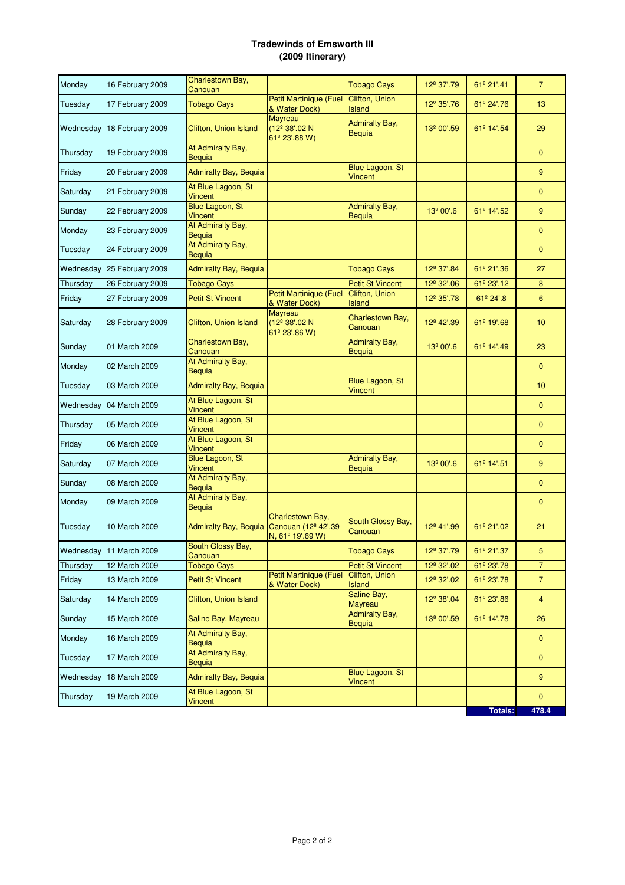**Tradewinds of Emsworth III**
**(2009 Itinerary)**

| | | | | | | | |
|---|---|---|---|---|---|---|---|
| Monday | 16 February 2009 | Charlestown Bay, Canouan | | Tobago Cays | 12º 37'.79 | 61º 21'.41 | 7 |
| Tuesday | 17 February 2009 | Tobago Cays | Petit Martinique (Fuel & Water Dock) | Clifton, Union Island | 12º 35'.76 | 61º 24'.76 | 13 |
| Wednesday | 18 February 2009 | Clifton, Union Island | Mayreau (12º 38'.02 N 61º 23'.88 W) | Admiralty Bay, Bequia | 13º 00'.59 | 61º 14'.54 | 29 |
| Thursday | 19 February 2009 | At Admiralty Bay, Bequia | | | | | 0 |
| Friday | 20 February 2009 | Admiralty Bay, Bequia | | Blue Lagoon, St Vincent | | | 9 |
| Saturday | 21 February 2009 | At Blue Lagoon, St Vincent | | | | | 0 |
| Sunday | 22 February 2009 | Blue Lagoon, St Vincent | | Admiralty Bay, Bequia | 13º 00'.6 | 61º 14'.52 | 9 |
| Monday | 23 February 2009 | At Admiralty Bay, Bequia | | | | | 0 |
| Tuesday | 24 February 2009 | At Admiralty Bay, Bequia | | | | | 0 |
| Wednesday | 25 February 2009 | Admiralty Bay, Bequia | | Tobago Cays | 12º 37'.84 | 61º 21'.36 | 27 |
| Thursday | 26 February 2009 | Tobago Cays | | Petit St Vincent | 12º 32'.06 | 61º 23'.12 | 8 |
| Friday | 27 February 2009 | Petit St Vincent | Petit Martinique (Fuel & Water Dock) | Clifton, Union Island | 12º 35'.78 | 61º 24'.8 | 6 |
| Saturday | 28 February 2009 | Clifton, Union Island | Mayreau (12º 38'.02 N 61º 23'.86 W) | Charlestown Bay, Canouan | 12º 42'.39 | 61º 19'.68 | 10 |
| Sunday | 01 March 2009 | Charlestown Bay, Canouan | | Admiralty Bay, Bequia | 13º 00'.6 | 61º 14'.49 | 23 |
| Monday | 02 March 2009 | At Admiralty Bay, Bequia | | | | | 0 |
| Tuesday | 03 March 2009 | Admiralty Bay, Bequia | | Blue Lagoon, St Vincent | | | 10 |
| Wednesday | 04 March 2009 | At Blue Lagoon, St Vincent | | | | | 0 |
| Thursday | 05 March 2009 | At Blue Lagoon, St Vincent | | | | | 0 |
| Friday | 06 March 2009 | At Blue Lagoon, St Vincent | | | | | 0 |
| Saturday | 07 March 2009 | Blue Lagoon, St Vincent | | Admiralty Bay, Bequia | 13º 00'.6 | 61º 14'.51 | 9 |
| Sunday | 08 March 2009 | At Admiralty Bay, Bequia | | | | | 0 |
| Monday | 09 March 2009 | At Admiralty Bay, Bequia | | | | | 0 |
| Tuesday | 10 March 2009 | Admiralty Bay, Bequia | Charlestown Bay, Canouan (12º 42'.39 N, 61º 19'.69 W) | South Glossy Bay, Canouan | 12º 41'.99 | 61º 21'.02 | 21 |
| Wednesday | 11 March 2009 | South Glossy Bay, Canouan | | Tobago Cays | 12º 37'.79 | 61º 21'.37 | 5 |
| Thursday | 12 March 2009 | Tobago Cays | | Petit St Vincent | 12º 32'.02 | 61º 23'.78 | 7 |
| Friday | 13 March 2009 | Petit St Vincent | Petit Martinique (Fuel & Water Dock) | Clifton, Union Island | 12º 32'.02 | 61º 23'.78 | 7 |
| Saturday | 14 March 2009 | Clifton, Union Island | | Saline Bay, Mayreau | 12º 38'.04 | 61º 23'.86 | 4 |
| Sunday | 15 March 2009 | Saline Bay, Mayreau | | Admiralty Bay, Bequia | 13º 00'.59 | 61º 14'.78 | 26 |
| Monday | 16 March 2009 | At Admiralty Bay, Bequia | | | | | 0 |
| Tuesday | 17 March 2009 | At Admiralty Bay, Bequia | | | | | 0 |
| Wednesday | 18 March 2009 | Admiralty Bay, Bequia | | Blue Lagoon, St Vincent | | | 9 |
| Thursday | 19 March 2009 | At Blue Lagoon, St Vincent | | | | | 0 |
| | | | | | | **Totals:** | **478.4** |